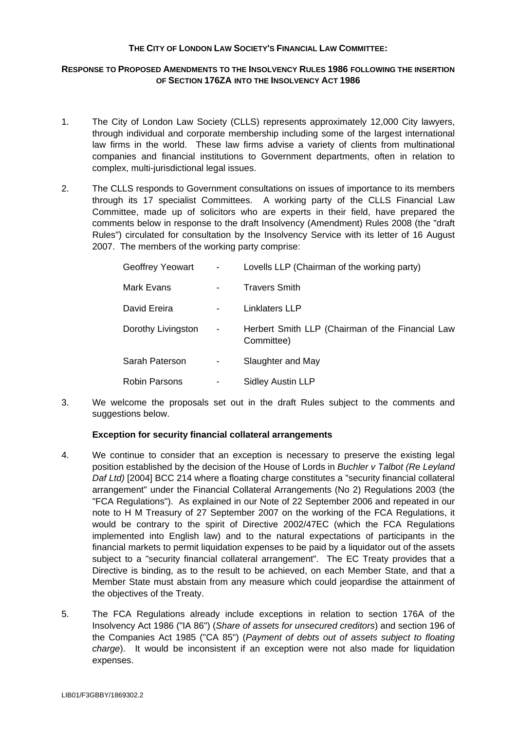**THE CITY OF LONDON LAW SOCIETY'S FINANCIAL LAW COMMITTEE:**

**RESPONSE TO PROPOSED AMENDMENTS TO THE INSOLVENCY RULES 1986 FOLLOWING THE INSERTION OF SECTION 176ZA INTO THE INSOLVENCY ACT 1986**

1. The City of London Law Society (CLLS) represents approximately 12,000 City lawyers, through individual and corporate membership including some of the largest international law firms in the world. These law firms advise a variety of clients from multinational companies and financial institutions to Government departments, often in relation to complex, multi-jurisdictional legal issues.

2. The CLLS responds to Government consultations on issues of importance to its members through its 17 specialist Committees. A working party of the CLLS Financial Law Committee, made up of solicitors who are experts in their field, have prepared the comments below in response to the draft Insolvency (Amendment) Rules 2008 (the "draft Rules") circulated for consultation by the Insolvency Service with its letter of 16 August 2007. The members of the working party comprise:

| | | |
|---|---|---|
| Geoffrey Yeowart | - | Lovells LLP (Chairman of the working party) |
| Mark Evans | - | Travers Smith |
| David Ereira | - | Linklaters LLP |
| Dorothy Livingston | - | Herbert Smith LLP (Chairman of the Financial Law Committee) |
| Sarah Paterson | - | Slaughter and May |
| Robin Parsons | - | Sidley Austin LLP |

3. We welcome the proposals set out in the draft Rules subject to the comments and suggestions below.

**Exception for security financial collateral arrangements**

4. We continue to consider that an exception is necessary to preserve the existing legal position established by the decision of the House of Lords in *Buchler v Talbot (Re Leyland Daf Ltd)* [2004] BCC 214 where a floating charge constitutes a "security financial collateral arrangement" under the Financial Collateral Arrangements (No 2) Regulations 2003 (the "FCA Regulations"). As explained in our Note of 22 September 2006 and repeated in our note to H M Treasury of 27 September 2007 on the working of the FCA Regulations, it would be contrary to the spirit of Directive 2002/47EC (which the FCA Regulations implemented into English law) and to the natural expectations of participants in the financial markets to permit liquidation expenses to be paid by a liquidator out of the assets subject to a "security financial collateral arrangement". The EC Treaty provides that a Directive is binding, as to the result to be achieved, on each Member State, and that a Member State must abstain from any measure which could jeopardise the attainment of the objectives of the Treaty.

5. The FCA Regulations already include exceptions in relation to section 176A of the Insolvency Act 1986 ("IA 86") (*Share of assets for unsecured creditors*) and section 196 of the Companies Act 1985 ("CA 85") (*Payment of debts out of assets subject to floating charge*). It would be inconsistent if an exception were not also made for liquidation expenses.

LIB01/F3GBBY/1869302.2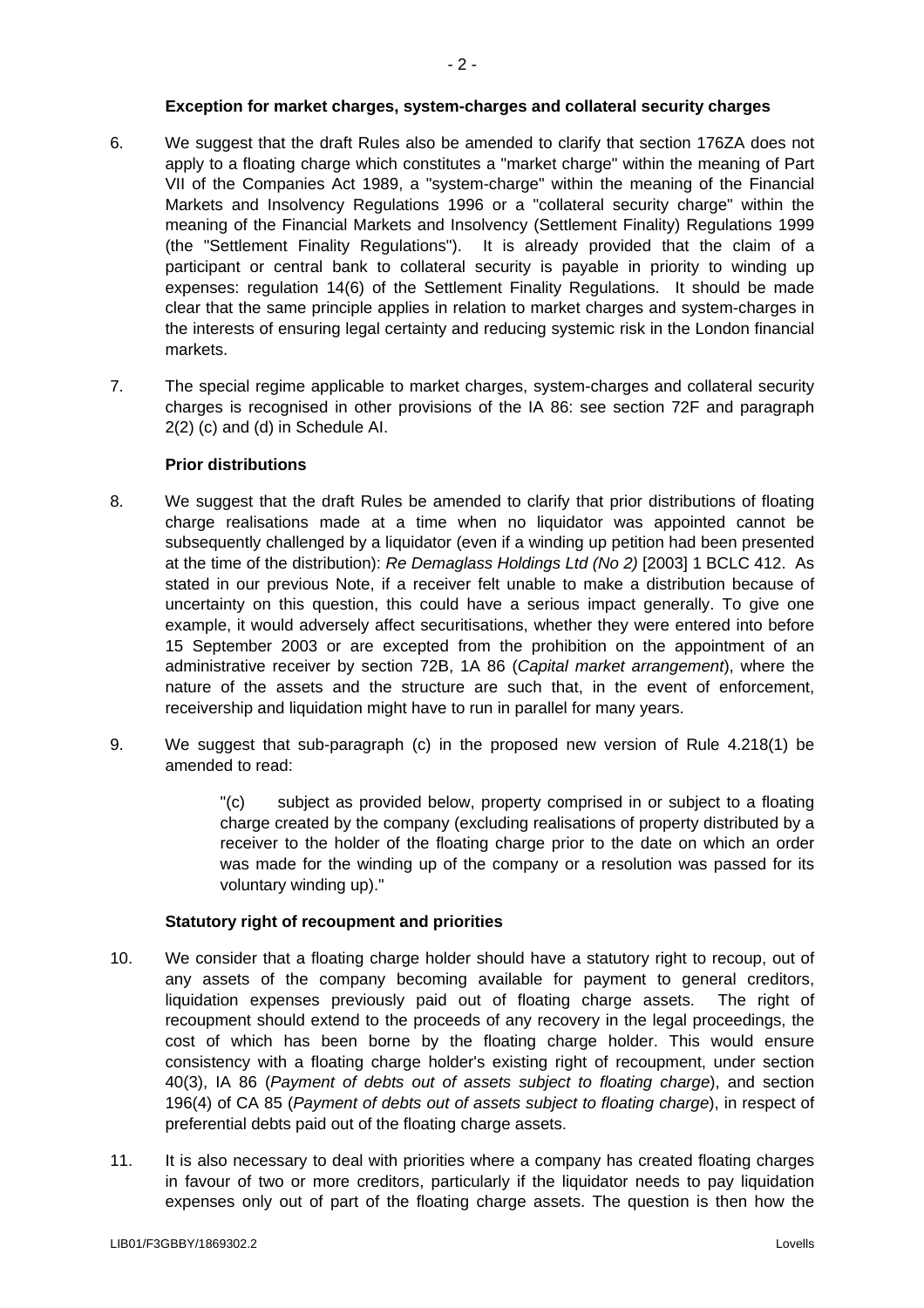**Exception for market charges, system-charges and collateral security charges**

6. We suggest that the draft Rules also be amended to clarify that section 176ZA does not apply to a floating charge which constitutes a "market charge" within the meaning of Part VII of the Companies Act 1989, a "system-charge" within the meaning of the Financial Markets and Insolvency Regulations 1996 or a "collateral security charge" within the meaning of the Financial Markets and Insolvency (Settlement Finality) Regulations 1999 (the "Settlement Finality Regulations"). It is already provided that the claim of a participant or central bank to collateral security is payable in priority to winding up expenses: regulation 14(6) of the Settlement Finality Regulations. It should be made clear that the same principle applies in relation to market charges and system-charges in the interests of ensuring legal certainty and reducing systemic risk in the London financial markets.

7. The special regime applicable to market charges, system-charges and collateral security charges is recognised in other provisions of the IA 86: see section 72F and paragraph 2(2) (c) and (d) in Schedule AI.

**Prior distributions**

8. We suggest that the draft Rules be amended to clarify that prior distributions of floating charge realisations made at a time when no liquidator was appointed cannot be subsequently challenged by a liquidator (even if a winding up petition had been presented at the time of the distribution): *Re Demaglass Holdings Ltd (No 2)* [2003] 1 BCLC 412. As stated in our previous Note, if a receiver felt unable to make a distribution because of uncertainty on this question, this could have a serious impact generally. To give one example, it would adversely affect securitisations, whether they were entered into before 15 September 2003 or are excepted from the prohibition on the appointment of an administrative receiver by section 72B, 1A 86 (*Capital market arrangement*), where the nature of the assets and the structure are such that, in the event of enforcement, receivership and liquidation might have to run in parallel for many years.

9. We suggest that sub-paragraph (c) in the proposed new version of Rule 4.218(1) be amended to read:

   > "(c) subject as provided below, property comprised in or subject to a floating charge created by the company (excluding realisations of property distributed by a receiver to the holder of the floating charge prior to the date on which an order was made for the winding up of the company or a resolution was passed for its voluntary winding up)."

**Statutory right of recoupment and priorities**

10. We consider that a floating charge holder should have a statutory right to recoup, out of any assets of the company becoming available for payment to general creditors, liquidation expenses previously paid out of floating charge assets. The right of recoupment should extend to the proceeds of any recovery in the legal proceedings, the cost of which has been borne by the floating charge holder. This would ensure consistency with a floating charge holder's existing right of recoupment, under section 40(3), IA 86 (*Payment of debts out of assets subject to floating charge*), and section 196(4) of CA 85 (*Payment of debts out of assets subject to floating charge*), in respect of preferential debts paid out of the floating charge assets.

11. It is also necessary to deal with priorities where a company has created floating charges in favour of two or more creditors, particularly if the liquidator needs to pay liquidation expenses only out of part of the floating charge assets. The question is then how the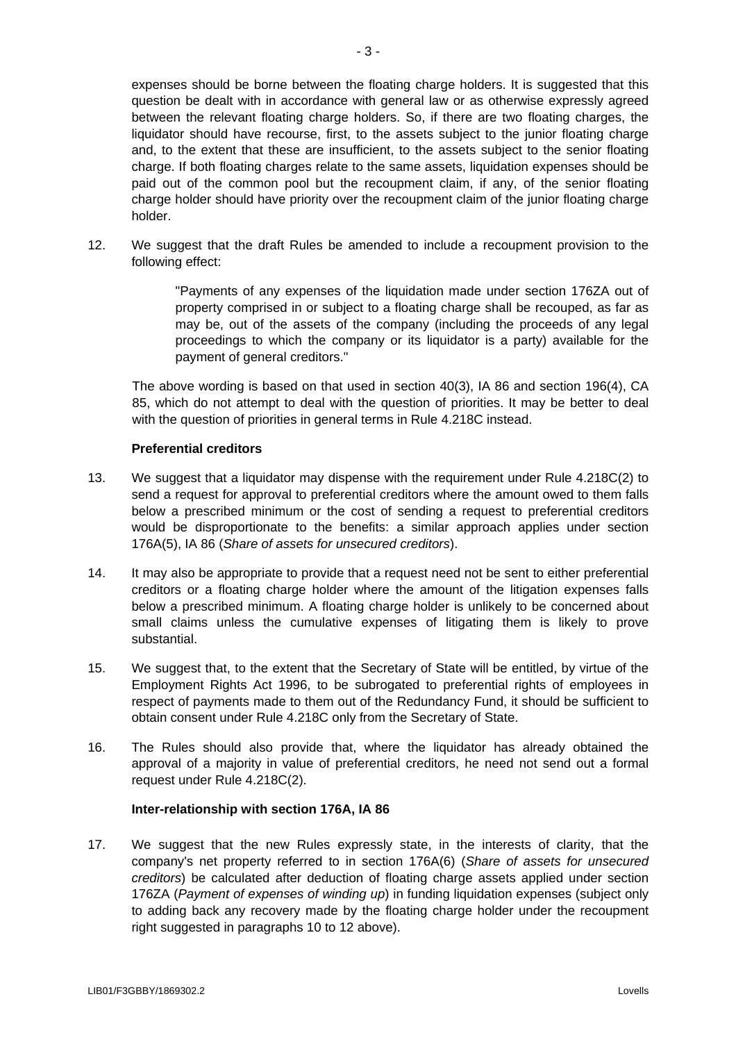expenses should be borne between the floating charge holders. It is suggested that this question be dealt with in accordance with general law or as otherwise expressly agreed between the relevant floating charge holders. So, if there are two floating charges, the liquidator should have recourse, first, to the assets subject to the junior floating charge and, to the extent that these are insufficient, to the assets subject to the senior floating charge. If both floating charges relate to the same assets, liquidation expenses should be paid out of the common pool but the recoupment claim, if any, of the senior floating charge holder should have priority over the recoupment claim of the junior floating charge holder.

12. We suggest that the draft Rules be amended to include a recoupment provision to the following effect:

> "Payments of any expenses of the liquidation made under section 176ZA out of property comprised in or subject to a floating charge shall be recouped, as far as may be, out of the assets of the company (including the proceeds of any legal proceedings to which the company or its liquidator is a party) available for the payment of general creditors."

The above wording is based on that used in section 40(3), IA 86 and section 196(4), CA 85, which do not attempt to deal with the question of priorities. It may be better to deal with the question of priorities in general terms in Rule 4.218C instead.

**Preferential creditors**

13. We suggest that a liquidator may dispense with the requirement under Rule 4.218C(2) to send a request for approval to preferential creditors where the amount owed to them falls below a prescribed minimum or the cost of sending a request to preferential creditors would be disproportionate to the benefits: a similar approach applies under section 176A(5), IA 86 (*Share of assets for unsecured creditors*).

14. It may also be appropriate to provide that a request need not be sent to either preferential creditors or a floating charge holder where the amount of the litigation expenses falls below a prescribed minimum. A floating charge holder is unlikely to be concerned about small claims unless the cumulative expenses of litigating them is likely to prove substantial.

15. We suggest that, to the extent that the Secretary of State will be entitled, by virtue of the Employment Rights Act 1996, to be subrogated to preferential rights of employees in respect of payments made to them out of the Redundancy Fund, it should be sufficient to obtain consent under Rule 4.218C only from the Secretary of State.

16. The Rules should also provide that, where the liquidator has already obtained the approval of a majority in value of preferential creditors, he need not send out a formal request under Rule 4.218C(2).

**Inter-relationship with section 176A, IA 86**

17. We suggest that the new Rules expressly state, in the interests of clarity, that the company's net property referred to in section 176A(6) (*Share of assets for unsecured creditors*) be calculated after deduction of floating charge assets applied under section 176ZA (*Payment of expenses of winding up*) in funding liquidation expenses (subject only to adding back any recovery made by the floating charge holder under the recoupment right suggested in paragraphs 10 to 12 above).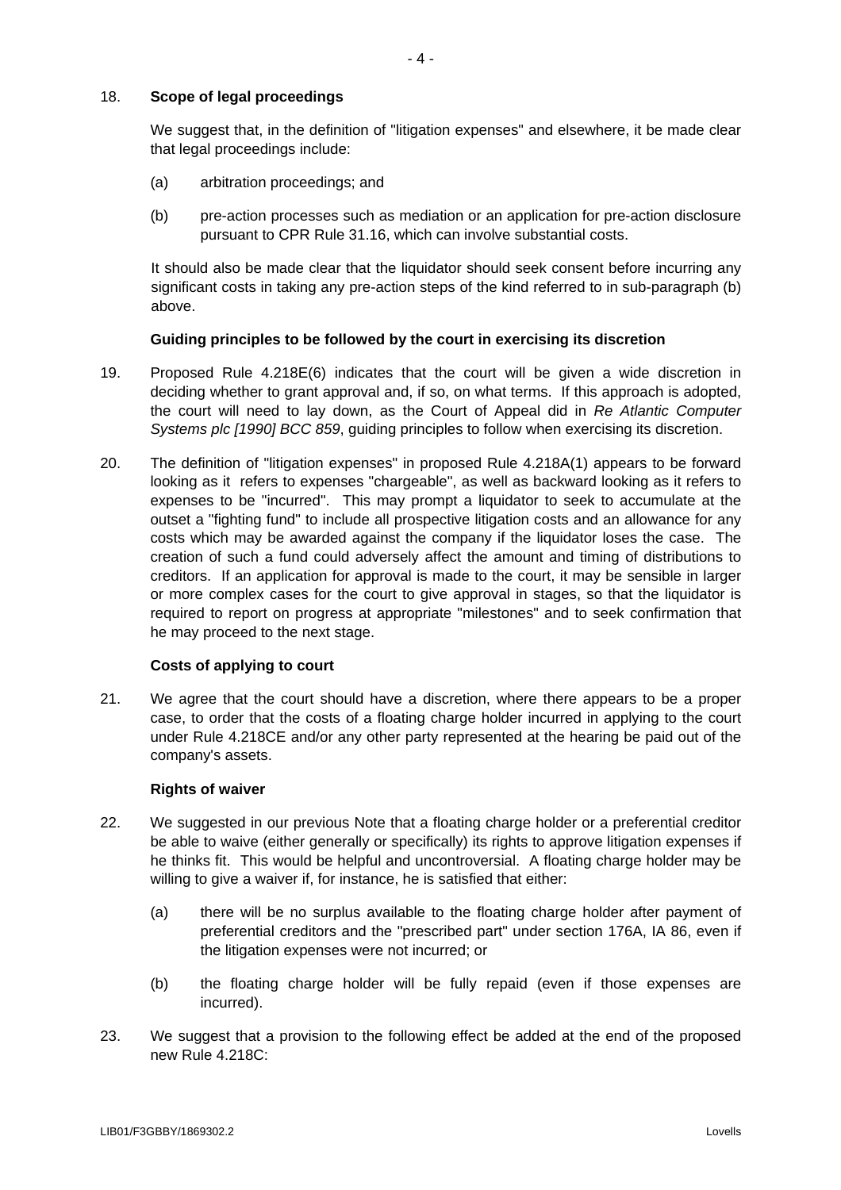18. **Scope of legal proceedings**

We suggest that, in the definition of "litigation expenses" and elsewhere, it be made clear that legal proceedings include:

(a) arbitration proceedings; and

(b) pre-action processes such as mediation or an application for pre-action disclosure pursuant to CPR Rule 31.16, which can involve substantial costs.

It should also be made clear that the liquidator should seek consent before incurring any significant costs in taking any pre-action steps of the kind referred to in sub-paragraph (b) above.

**Guiding principles to be followed by the court in exercising its discretion**

19. Proposed Rule 4.218E(6) indicates that the court will be given a wide discretion in deciding whether to grant approval and, if so, on what terms. If this approach is adopted, the court will need to lay down, as the Court of Appeal did in *Re Atlantic Computer Systems plc [1990] BCC 859*, guiding principles to follow when exercising its discretion.

20. The definition of "litigation expenses" in proposed Rule 4.218A(1) appears to be forward looking as it refers to expenses "chargeable", as well as backward looking as it refers to expenses to be "incurred". This may prompt a liquidator to seek to accumulate at the outset a "fighting fund" to include all prospective litigation costs and an allowance for any costs which may be awarded against the company if the liquidator loses the case. The creation of such a fund could adversely affect the amount and timing of distributions to creditors. If an application for approval is made to the court, it may be sensible in larger or more complex cases for the court to give approval in stages, so that the liquidator is required to report on progress at appropriate "milestones" and to seek confirmation that he may proceed to the next stage.

**Costs of applying to court**

21. We agree that the court should have a discretion, where there appears to be a proper case, to order that the costs of a floating charge holder incurred in applying to the court under Rule 4.218CE and/or any other party represented at the hearing be paid out of the company's assets.

**Rights of waiver**

22. We suggested in our previous Note that a floating charge holder or a preferential creditor be able to waive (either generally or specifically) its rights to approve litigation expenses if he thinks fit. This would be helpful and uncontroversial. A floating charge holder may be willing to give a waiver if, for instance, he is satisfied that either:

(a) there will be no surplus available to the floating charge holder after payment of preferential creditors and the "prescribed part" under section 176A, IA 86, even if the litigation expenses were not incurred; or

(b) the floating charge holder will be fully repaid (even if those expenses are incurred).

23. We suggest that a provision to the following effect be added at the end of the proposed new Rule 4.218C: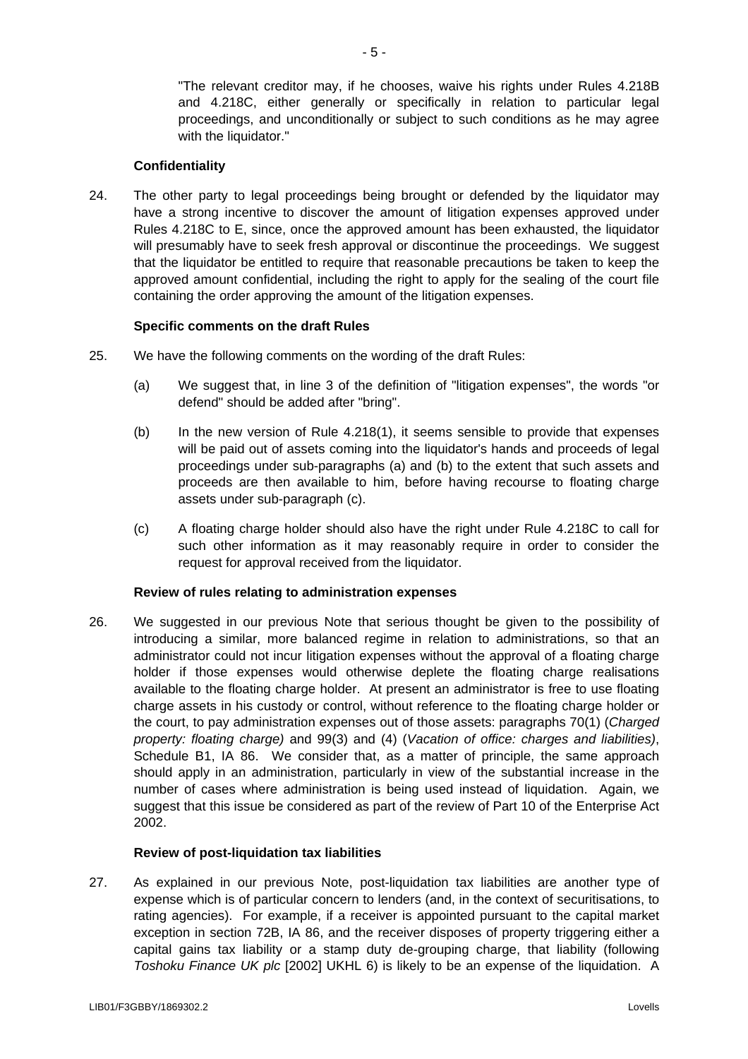"The relevant creditor may, if he chooses, waive his rights under Rules 4.218B and 4.218C, either generally or specifically in relation to particular legal proceedings, and unconditionally or subject to such conditions as he may agree with the liquidator."

**Confidentiality**

24. The other party to legal proceedings being brought or defended by the liquidator may have a strong incentive to discover the amount of litigation expenses approved under Rules 4.218C to E, since, once the approved amount has been exhausted, the liquidator will presumably have to seek fresh approval or discontinue the proceedings. We suggest that the liquidator be entitled to require that reasonable precautions be taken to keep the approved amount confidential, including the right to apply for the sealing of the court file containing the order approving the amount of the litigation expenses.

**Specific comments on the draft Rules**

25. We have the following comments on the wording of the draft Rules:

    (a) We suggest that, in line 3 of the definition of "litigation expenses", the words "or defend" should be added after "bring".

    (b) In the new version of Rule 4.218(1), it seems sensible to provide that expenses will be paid out of assets coming into the liquidator's hands and proceeds of legal proceedings under sub-paragraphs (a) and (b) to the extent that such assets and proceeds are then available to him, before having recourse to floating charge assets under sub-paragraph (c).

    (c) A floating charge holder should also have the right under Rule 4.218C to call for such other information as it may reasonably require in order to consider the request for approval received from the liquidator.

**Review of rules relating to administration expenses**

26. We suggested in our previous Note that serious thought be given to the possibility of introducing a similar, more balanced regime in relation to administrations, so that an administrator could not incur litigation expenses without the approval of a floating charge holder if those expenses would otherwise deplete the floating charge realisations available to the floating charge holder. At present an administrator is free to use floating charge assets in his custody or control, without reference to the floating charge holder or the court, to pay administration expenses out of those assets: paragraphs 70(1) (*Charged property: floating charge)* and 99(3) and (4) (*Vacation of office: charges and liabilities)*, Schedule B1, IA 86. We consider that, as a matter of principle, the same approach should apply in an administration, particularly in view of the substantial increase in the number of cases where administration is being used instead of liquidation. Again, we suggest that this issue be considered as part of the review of Part 10 of the Enterprise Act 2002.

**Review of post-liquidation tax liabilities**

27. As explained in our previous Note, post-liquidation tax liabilities are another type of expense which is of particular concern to lenders (and, in the context of securitisations, to rating agencies). For example, if a receiver is appointed pursuant to the capital market exception in section 72B, IA 86, and the receiver disposes of property triggering either a capital gains tax liability or a stamp duty de-grouping charge, that liability (following *Toshoku Finance UK plc* [2002] UKHL 6) is likely to be an expense of the liquidation. A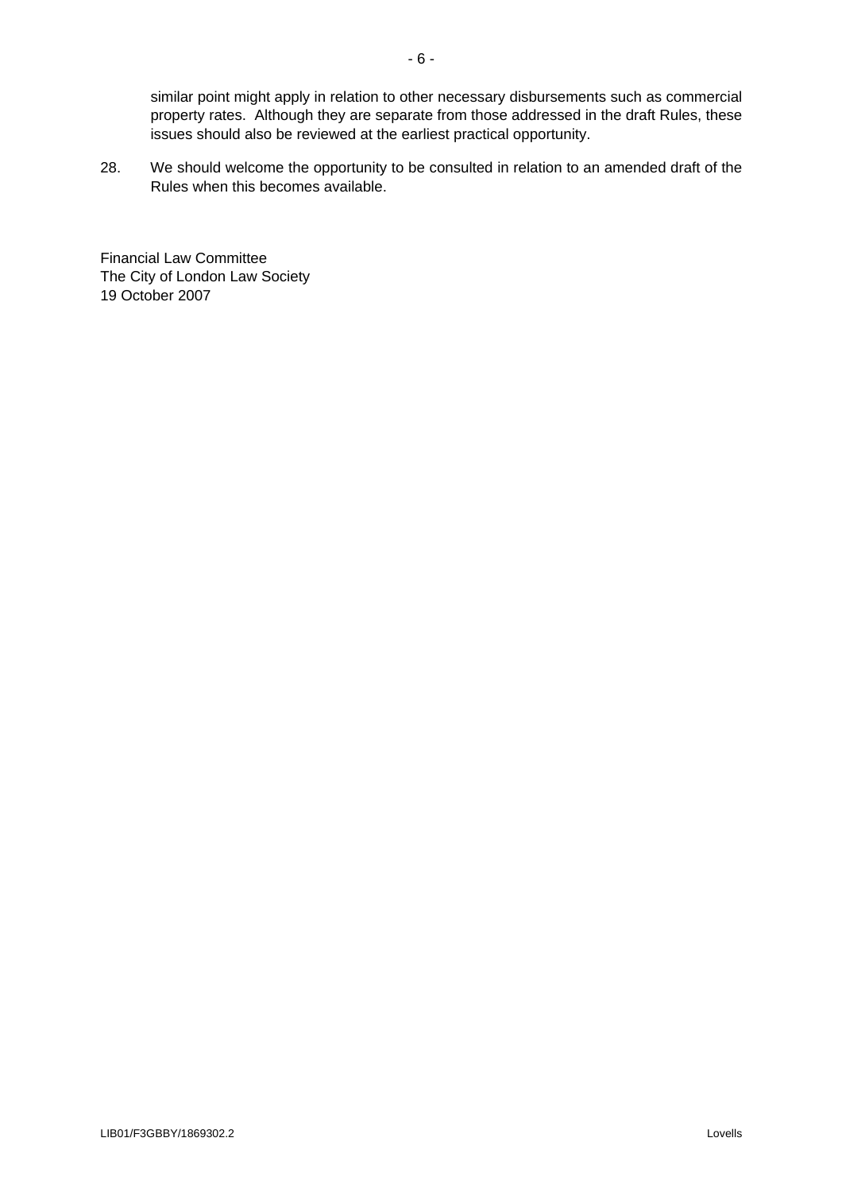similar point might apply in relation to other necessary disbursements such as commercial property rates. Although they are separate from those addressed in the draft Rules, these issues should also be reviewed at the earliest practical opportunity.

28. We should welcome the opportunity to be consulted in relation to an amended draft of the Rules when this becomes available.

Financial Law Committee
The City of London Law Society
19 October 2007